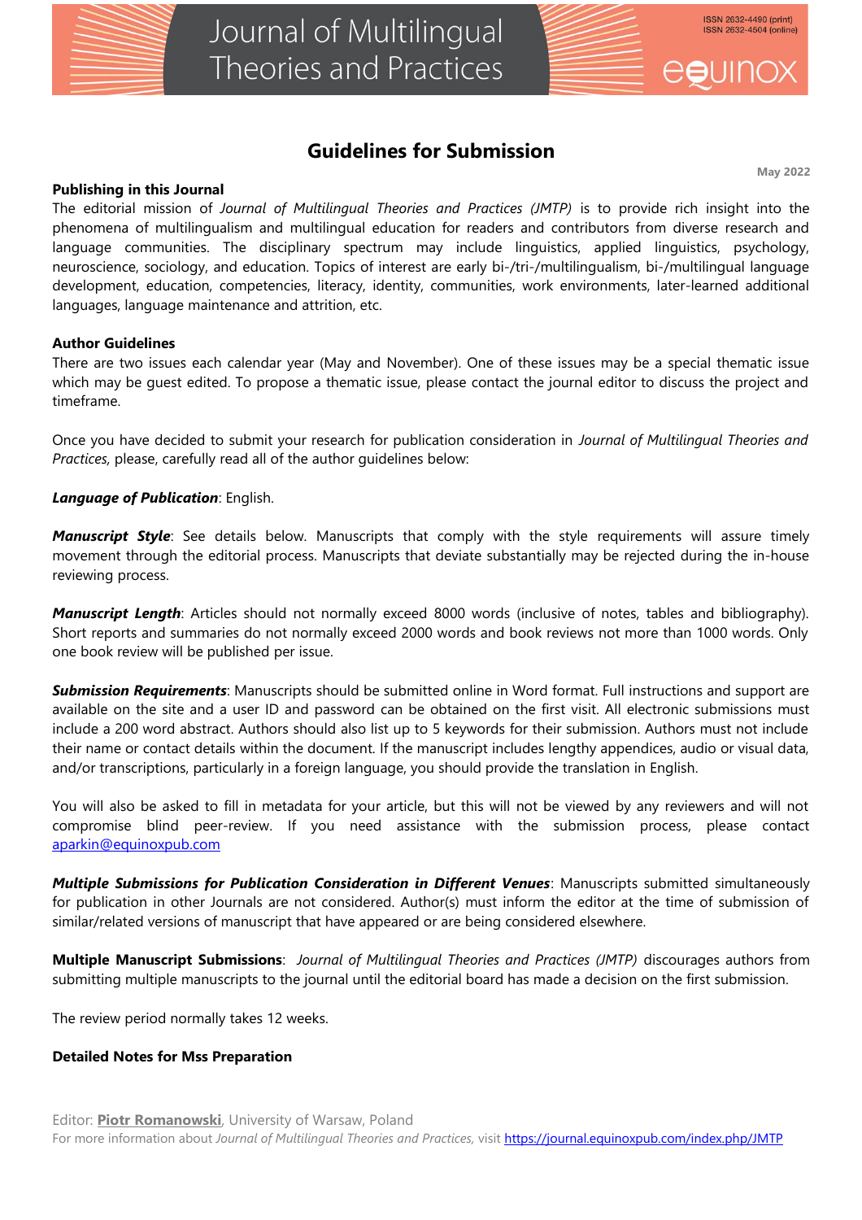# Guidelines for Submission

May 2022

**Publishing in this Journal**

The editorial mission of *Journal of Multilingual Theories and Practices (JMTP)* is to provide rich insight into the phenomena of multilingualism and multilingual education for readers and contributors from diverse research and language communities. The disciplinary spectrum may include linguistics, applied linguistics, psychology, neuroscience, sociology, and education. Topics of interest are early bi-/tri-/multilingualism, bi-/multilingual language development, education, competencies, literacy, identity, communities, work environments, later-learned additional languages, language maintenance and attrition, etc.

**Author Guidelines**

There are two issues each calendar year (May and November). One of these issues may be a special thematic issue which may be guest edited. To propose a thematic issue, please contact the journal editor to discuss the project and timeframe.

Once you have decided to submit your research for publication consideration in *Journal of Multilingual Theories and Practices,* please, carefully read all of the author guidelines below:

***Language of Publication***: English.

***Manuscript Style***: See details below. Manuscripts that comply with the style requirements will assure timely movement through the editorial process. Manuscripts that deviate substantially may be rejected during the in-house reviewing process.

***Manuscript Length***: Articles should not normally exceed 8000 words (inclusive of notes, tables and bibliography). Short reports and summaries do not normally exceed 2000 words and book reviews not more than 1000 words. Only one book review will be published per issue.

***Submission Requirements***: Manuscripts should be submitted online in Word format. Full instructions and support are available on the site and a user ID and password can be obtained on the first visit. All electronic submissions must include a 200 word abstract. Authors should also list up to 5 keywords for their submission. Authors must not include their name or contact details within the document. If the manuscript includes lengthy appendices, audio or visual data, and/or transcriptions, particularly in a foreign language, you should provide the translation in English.

You will also be asked to fill in metadata for your article, but this will not be viewed by any reviewers and will not compromise blind peer-review. If you need assistance with the submission process, please contact aparkin@equinoxpub.com

***Multiple Submissions for Publication Consideration in Different Venues***: Manuscripts submitted simultaneously for publication in other Journals are not considered. Author(s) must inform the editor at the time of submission of similar/related versions of manuscript that have appeared or are being considered elsewhere.

**Multiple Manuscript Submissions**: *Journal of Multilingual Theories and Practices (JMTP)* discourages authors from submitting multiple manuscripts to the journal until the editorial board has made a decision on the first submission.

The review period normally takes 12 weeks.

**Detailed Notes for Mss Preparation**

Editor: **Piotr Romanowski**, University of Warsaw, Poland

For more information about *Journal of Multilingual Theories and Practices,* visit https://journal.equinoxpub.com/index.php/JMTP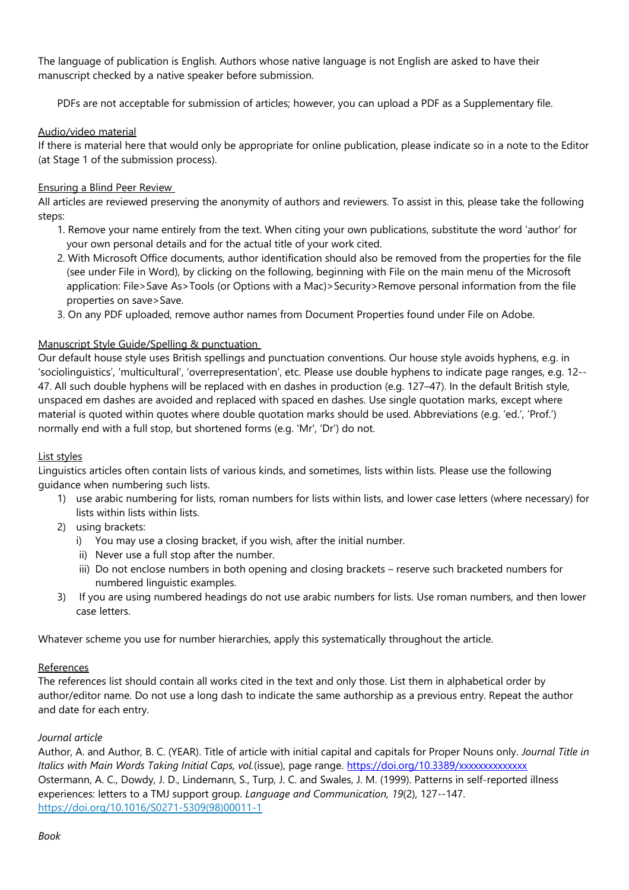The language of publication is English. Authors whose native language is not English are asked to have their manuscript checked by a native speaker before submission.

PDFs are not acceptable for submission of articles; however, you can upload a PDF as a Supplementary file.

Audio/video material

If there is material here that would only be appropriate for online publication, please indicate so in a note to the Editor (at Stage 1 of the submission process).

Ensuring a Blind Peer Review

All articles are reviewed preserving the anonymity of authors and reviewers. To assist in this, please take the following steps:

1. Remove your name entirely from the text. When citing your own publications, substitute the word 'author' for your own personal details and for the actual title of your work cited.
2. With Microsoft Office documents, author identification should also be removed from the properties for the file (see under File in Word), by clicking on the following, beginning with File on the main menu of the Microsoft application: File>Save As>Tools (or Options with a Mac)>Security>Remove personal information from the file properties on save>Save.
3. On any PDF uploaded, remove author names from Document Properties found under File on Adobe.

Manuscript Style Guide/Spelling & punctuation

Our default house style uses British spellings and punctuation conventions. Our house style avoids hyphens, e.g. in 'sociolinguistics', 'multicultural', 'overrepresentation', etc. Please use double hyphens to indicate page ranges, e.g. 12--47. All such double hyphens will be replaced with en dashes in production (e.g. 127–47). In the default British style, unspaced em dashes are avoided and replaced with spaced en dashes. Use single quotation marks, except where material is quoted within quotes where double quotation marks should be used. Abbreviations (e.g. 'ed.', 'Prof.') normally end with a full stop, but shortened forms (e.g. 'Mr', 'Dr') do not.

List styles

Linguistics articles often contain lists of various kinds, and sometimes, lists within lists. Please use the following guidance when numbering such lists.

1) use arabic numbering for lists, roman numbers for lists within lists, and lower case letters (where necessary) for lists within lists within lists.
2) using brackets:
   i) You may use a closing bracket, if you wish, after the initial number.
   ii) Never use a full stop after the number.
   iii) Do not enclose numbers in both opening and closing brackets – reserve such bracketed numbers for numbered linguistic examples.
3) If you are using numbered headings do not use arabic numbers for lists. Use roman numbers, and then lower case letters.

Whatever scheme you use for number hierarchies, apply this systematically throughout the article.

References

The references list should contain all works cited in the text and only those. List them in alphabetical order by author/editor name. Do not use a long dash to indicate the same authorship as a previous entry. Repeat the author and date for each entry.

*Journal article*

Author, A. and Author, B. C. (YEAR). Title of article with initial capital and capitals for Proper Nouns only. *Journal Title in Italics with Main Words Taking Initial Caps, vol.*(issue), page range. https://doi.org/10.3389/xxxxxxxxxxxxxx
Ostermann, A. C., Dowdy, J. D., Lindemann, S., Turp, J. C. and Swales, J. M. (1999). Patterns in self-reported illness experiences: letters to a TMJ support group. *Language and Communication, 19*(2), 127--147. https://doi.org/10.1016/S0271-5309(98)00011-1

*Book*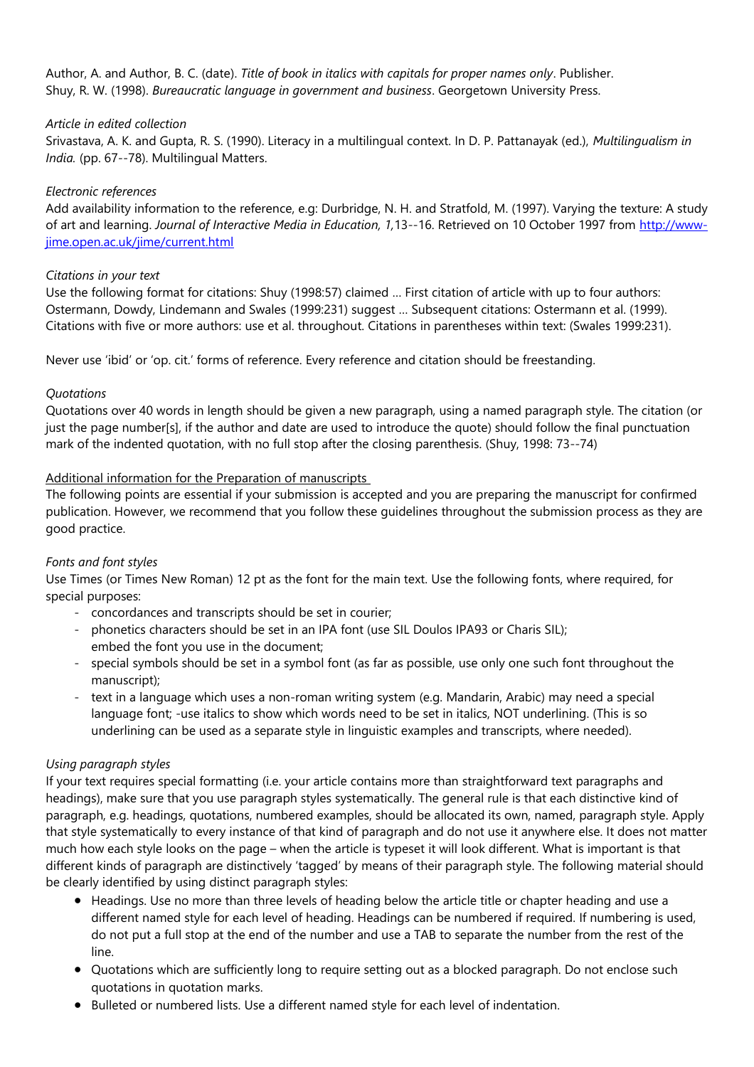Author, A. and Author, B. C. (date). *Title of book in italics with capitals for proper names only*. Publisher.
Shuy, R. W. (1998). *Bureaucratic language in government and business*. Georgetown University Press.

*Article in edited collection*
Srivastava, A. K. and Gupta, R. S. (1990). Literacy in a multilingual context. In D. P. Pattanayak (ed.), *Multilingualism in India.* (pp. 67--78). Multilingual Matters.

*Electronic references*
Add availability information to the reference, e.g: Durbridge, N. H. and Stratfold, M. (1997). Varying the texture: A study of art and learning. *Journal of Interactive Media in Education, 1,*13--16. Retrieved on 10 October 1997 from http://www-jime.open.ac.uk/jime/current.html

*Citations in your text*
Use the following format for citations: Shuy (1998:57) claimed … First citation of article with up to four authors: Ostermann, Dowdy, Lindemann and Swales (1999:231) suggest … Subsequent citations: Ostermann et al. (1999). Citations with five or more authors: use et al. throughout. Citations in parentheses within text: (Swales 1999:231).

Never use 'ibid' or 'op. cit.' forms of reference. Every reference and citation should be freestanding.

*Quotations*
Quotations over 40 words in length should be given a new paragraph, using a named paragraph style. The citation (or just the page number[s], if the author and date are used to introduce the quote) should follow the final punctuation mark of the indented quotation, with no full stop after the closing parenthesis. (Shuy, 1998: 73--74)

<u>Additional information for the Preparation of manuscripts</u>
The following points are essential if your submission is accepted and you are preparing the manuscript for confirmed publication. However, we recommend that you follow these guidelines throughout the submission process as they are good practice.

*Fonts and font styles*
Use Times (or Times New Roman) 12 pt as the font for the main text. Use the following fonts, where required, for special purposes:

- concordances and transcripts should be set in courier;
- phonetics characters should be set in an IPA font (use SIL Doulos IPA93 or Charis SIL); embed the font you use in the document;
- special symbols should be set in a symbol font (as far as possible, use only one such font throughout the manuscript);
- text in a language which uses a non-roman writing system (e.g. Mandarin, Arabic) may need a special language font; -use italics to show which words need to be set in italics, NOT underlining. (This is so underlining can be used as a separate style in linguistic examples and transcripts, where needed).

*Using paragraph styles*
If your text requires special formatting (i.e. your article contains more than straightforward text paragraphs and headings), make sure that you use paragraph styles systematically. The general rule is that each distinctive kind of paragraph, e.g. headings, quotations, numbered examples, should be allocated its own, named, paragraph style. Apply that style systematically to every instance of that kind of paragraph and do not use it anywhere else. It does not matter much how each style looks on the page – when the article is typeset it will look different. What is important is that different kinds of paragraph are distinctively 'tagged' by means of their paragraph style. The following material should be clearly identified by using distinct paragraph styles:

- Headings. Use no more than three levels of heading below the article title or chapter heading and use a different named style for each level of heading. Headings can be numbered if required. If numbering is used, do not put a full stop at the end of the number and use a TAB to separate the number from the rest of the line.
- Quotations which are sufficiently long to require setting out as a blocked paragraph. Do not enclose such quotations in quotation marks.
- Bulleted or numbered lists. Use a different named style for each level of indentation.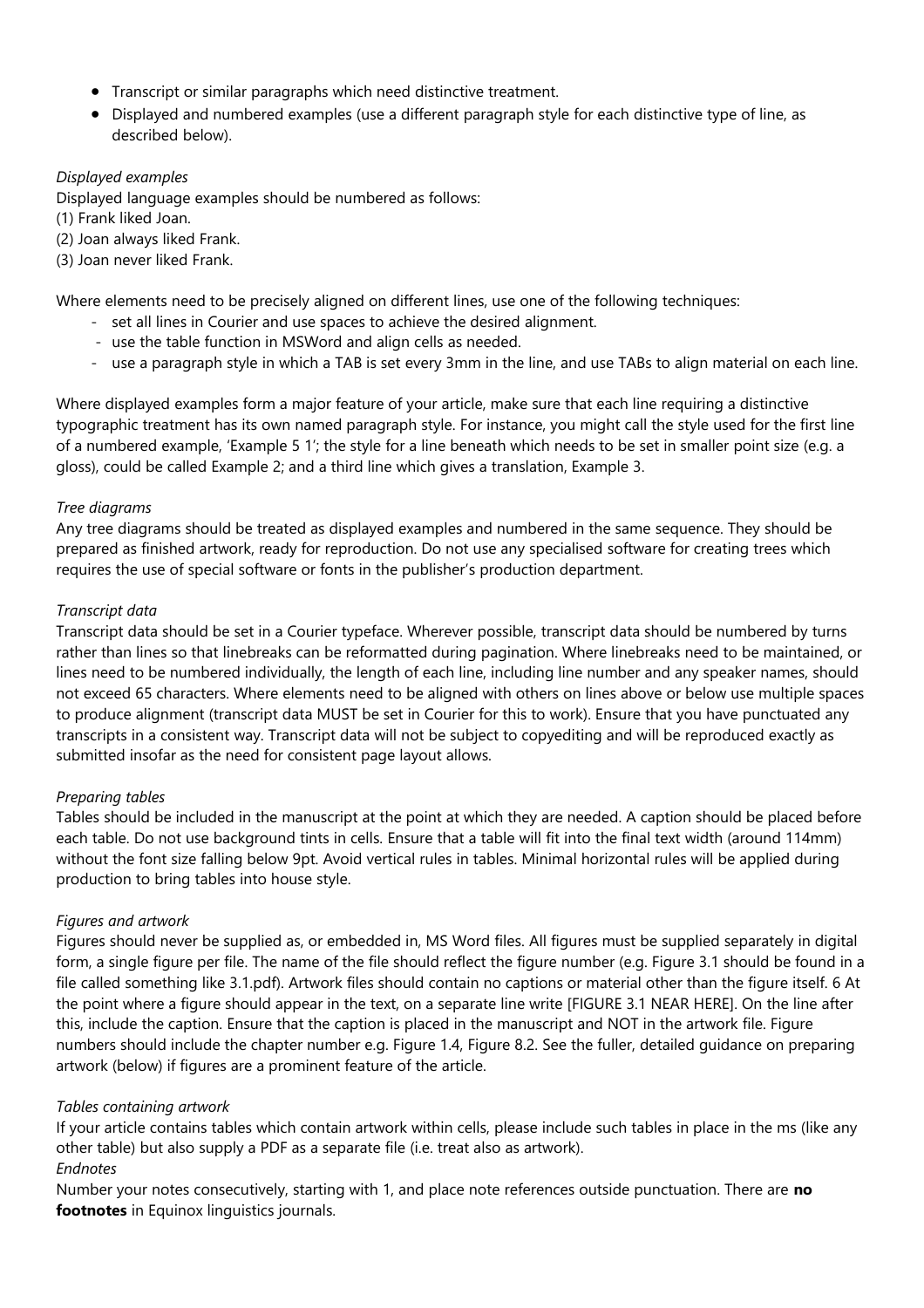- Transcript or similar paragraphs which need distinctive treatment.
- Displayed and numbered examples (use a different paragraph style for each distinctive type of line, as described below).

*Displayed examples*

Displayed language examples should be numbered as follows:

(1) Frank liked Joan.

(2) Joan always liked Frank.

(3) Joan never liked Frank.

Where elements need to be precisely aligned on different lines, use one of the following techniques:

- set all lines in Courier and use spaces to achieve the desired alignment.
- use the table function in MSWord and align cells as needed.
- use a paragraph style in which a TAB is set every 3mm in the line, and use TABs to align material on each line.

Where displayed examples form a major feature of your article, make sure that each line requiring a distinctive typographic treatment has its own named paragraph style. For instance, you might call the style used for the first line of a numbered example, 'Example 5 1'; the style for a line beneath which needs to be set in smaller point size (e.g. a gloss), could be called Example 2; and a third line which gives a translation, Example 3.

*Tree diagrams*

Any tree diagrams should be treated as displayed examples and numbered in the same sequence. They should be prepared as finished artwork, ready for reproduction. Do not use any specialised software for creating trees which requires the use of special software or fonts in the publisher's production department.

*Transcript data*

Transcript data should be set in a Courier typeface. Wherever possible, transcript data should be numbered by turns rather than lines so that linebreaks can be reformatted during pagination. Where linebreaks need to be maintained, or lines need to be numbered individually, the length of each line, including line number and any speaker names, should not exceed 65 characters. Where elements need to be aligned with others on lines above or below use multiple spaces to produce alignment (transcript data MUST be set in Courier for this to work). Ensure that you have punctuated any transcripts in a consistent way. Transcript data will not be subject to copyediting and will be reproduced exactly as submitted insofar as the need for consistent page layout allows.

*Preparing tables*

Tables should be included in the manuscript at the point at which they are needed. A caption should be placed before each table. Do not use background tints in cells. Ensure that a table will fit into the final text width (around 114mm) without the font size falling below 9pt. Avoid vertical rules in tables. Minimal horizontal rules will be applied during production to bring tables into house style.

*Figures and artwork*

Figures should never be supplied as, or embedded in, MS Word files. All figures must be supplied separately in digital form, a single figure per file. The name of the file should reflect the figure number (e.g. Figure 3.1 should be found in a file called something like 3.1.pdf). Artwork files should contain no captions or material other than the figure itself. 6 At the point where a figure should appear in the text, on a separate line write [FIGURE 3.1 NEAR HERE]. On the line after this, include the caption. Ensure that the caption is placed in the manuscript and NOT in the artwork file. Figure numbers should include the chapter number e.g. Figure 1.4, Figure 8.2. See the fuller, detailed guidance on preparing artwork (below) if figures are a prominent feature of the article.

*Tables containing artwork*

If your article contains tables which contain artwork within cells, please include such tables in place in the ms (like any other table) but also supply a PDF as a separate file (i.e. treat also as artwork).

*Endnotes*

Number your notes consecutively, starting with 1, and place note references outside punctuation. There are **no footnotes** in Equinox linguistics journals.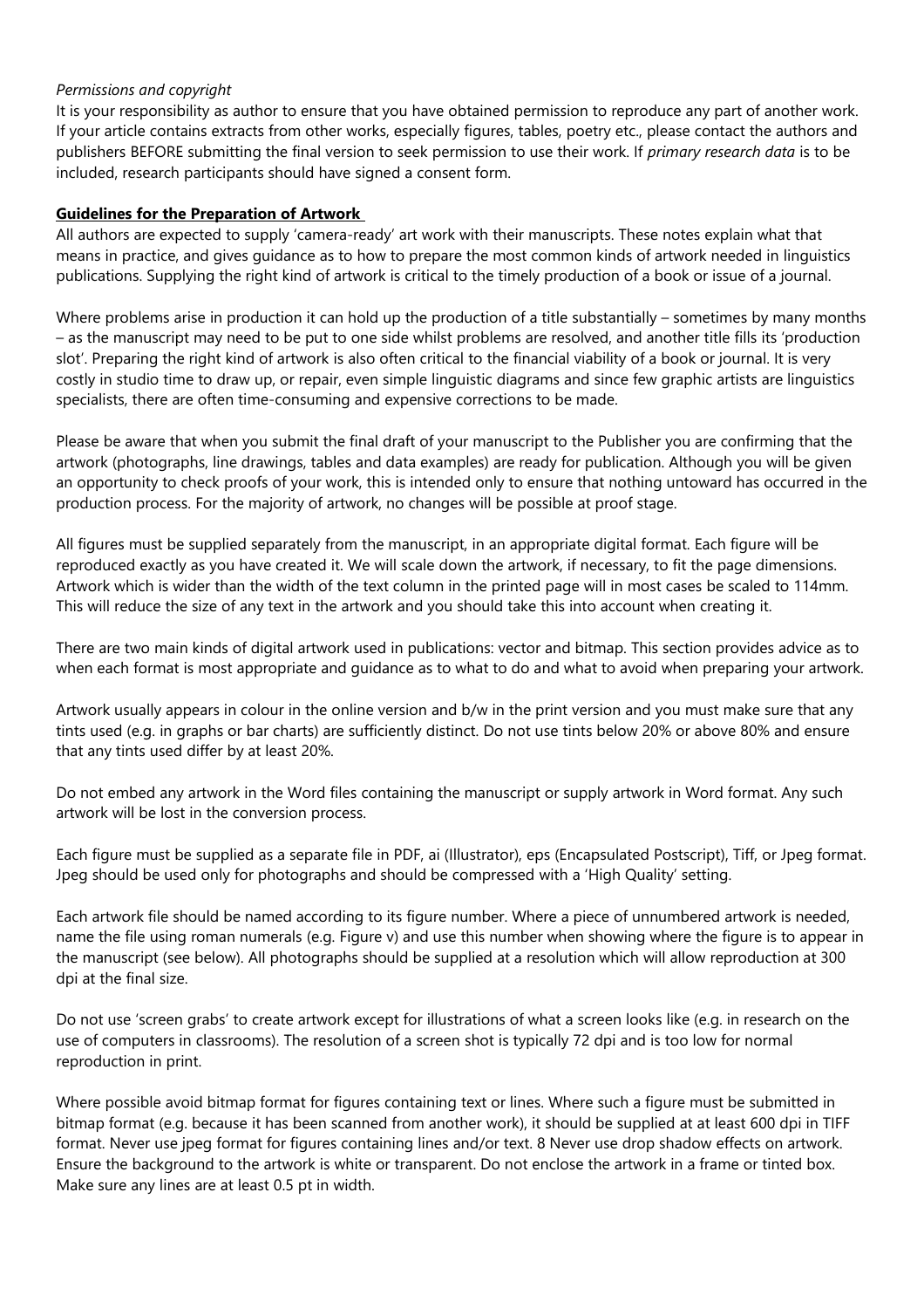*Permissions and copyright*

It is your responsibility as author to ensure that you have obtained permission to reproduce any part of another work. If your article contains extracts from other works, especially figures, tables, poetry etc., please contact the authors and publishers BEFORE submitting the final version to seek permission to use their work. If *primary research data* is to be included, research participants should have signed a consent form.

## Guidelines for the Preparation of Artwork

All authors are expected to supply 'camera-ready' art work with their manuscripts. These notes explain what that means in practice, and gives guidance as to how to prepare the most common kinds of artwork needed in linguistics publications. Supplying the right kind of artwork is critical to the timely production of a book or issue of a journal.

Where problems arise in production it can hold up the production of a title substantially – sometimes by many months – as the manuscript may need to be put to one side whilst problems are resolved, and another title fills its 'production slot'. Preparing the right kind of artwork is also often critical to the financial viability of a book or journal. It is very costly in studio time to draw up, or repair, even simple linguistic diagrams and since few graphic artists are linguistics specialists, there are often time-consuming and expensive corrections to be made.

Please be aware that when you submit the final draft of your manuscript to the Publisher you are confirming that the artwork (photographs, line drawings, tables and data examples) are ready for publication. Although you will be given an opportunity to check proofs of your work, this is intended only to ensure that nothing untoward has occurred in the production process. For the majority of artwork, no changes will be possible at proof stage.

All figures must be supplied separately from the manuscript, in an appropriate digital format. Each figure will be reproduced exactly as you have created it. We will scale down the artwork, if necessary, to fit the page dimensions. Artwork which is wider than the width of the text column in the printed page will in most cases be scaled to 114mm. This will reduce the size of any text in the artwork and you should take this into account when creating it.

There are two main kinds of digital artwork used in publications: vector and bitmap. This section provides advice as to when each format is most appropriate and guidance as to what to do and what to avoid when preparing your artwork.

Artwork usually appears in colour in the online version and b/w in the print version and you must make sure that any tints used (e.g. in graphs or bar charts) are sufficiently distinct. Do not use tints below 20% or above 80% and ensure that any tints used differ by at least 20%.

Do not embed any artwork in the Word files containing the manuscript or supply artwork in Word format. Any such artwork will be lost in the conversion process.

Each figure must be supplied as a separate file in PDF, ai (Illustrator), eps (Encapsulated Postscript), Tiff, or Jpeg format. Jpeg should be used only for photographs and should be compressed with a 'High Quality' setting.

Each artwork file should be named according to its figure number. Where a piece of unnumbered artwork is needed, name the file using roman numerals (e.g. Figure v) and use this number when showing where the figure is to appear in the manuscript (see below). All photographs should be supplied at a resolution which will allow reproduction at 300 dpi at the final size.

Do not use 'screen grabs' to create artwork except for illustrations of what a screen looks like (e.g. in research on the use of computers in classrooms). The resolution of a screen shot is typically 72 dpi and is too low for normal reproduction in print.

Where possible avoid bitmap format for figures containing text or lines. Where such a figure must be submitted in bitmap format (e.g. because it has been scanned from another work), it should be supplied at at least 600 dpi in TIFF format. Never use jpeg format for figures containing lines and/or text. 8 Never use drop shadow effects on artwork. Ensure the background to the artwork is white or transparent. Do not enclose the artwork in a frame or tinted box. Make sure any lines are at least 0.5 pt in width.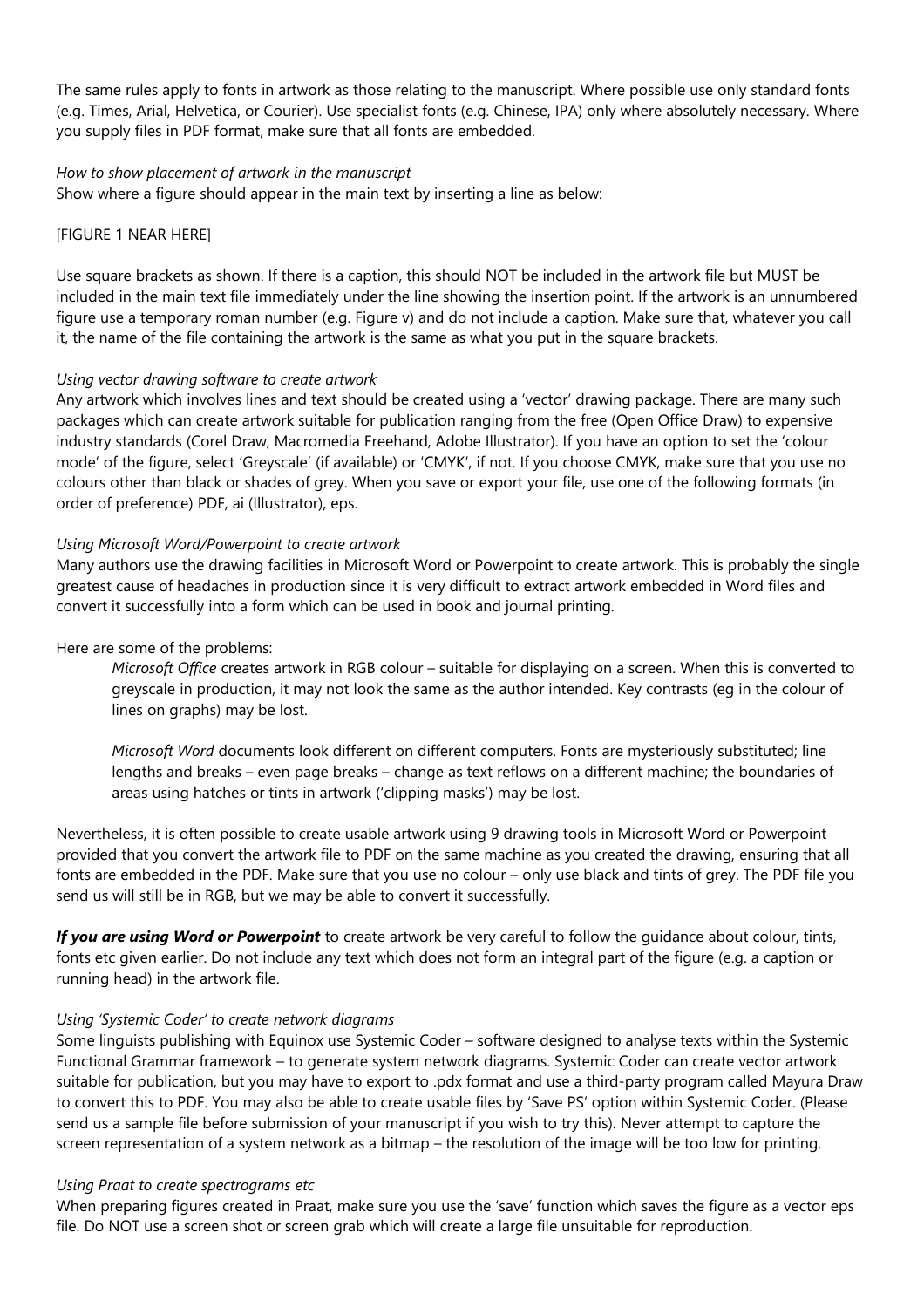The same rules apply to fonts in artwork as those relating to the manuscript. Where possible use only standard fonts (e.g. Times, Arial, Helvetica, or Courier). Use specialist fonts (e.g. Chinese, IPA) only where absolutely necessary. Where you supply files in PDF format, make sure that all fonts are embedded.

*How to show placement of artwork in the manuscript*
Show where a figure should appear in the main text by inserting a line as below:

[FIGURE 1 NEAR HERE]

Use square brackets as shown. If there is a caption, this should NOT be included in the artwork file but MUST be included in the main text file immediately under the line showing the insertion point. If the artwork is an unnumbered figure use a temporary roman number (e.g. Figure v) and do not include a caption. Make sure that, whatever you call it, the name of the file containing the artwork is the same as what you put in the square brackets.

*Using vector drawing software to create artwork*
Any artwork which involves lines and text should be created using a 'vector' drawing package. There are many such packages which can create artwork suitable for publication ranging from the free (Open Office Draw) to expensive industry standards (Corel Draw, Macromedia Freehand, Adobe Illustrator). If you have an option to set the 'colour mode' of the figure, select 'Greyscale' (if available) or 'CMYK', if not. If you choose CMYK, make sure that you use no colours other than black or shades of grey. When you save or export your file, use one of the following formats (in order of preference) PDF, ai (Illustrator), eps.

*Using Microsoft Word/Powerpoint to create artwork*
Many authors use the drawing facilities in Microsoft Word or Powerpoint to create artwork. This is probably the single greatest cause of headaches in production since it is very difficult to extract artwork embedded in Word files and convert it successfully into a form which can be used in book and journal printing.

Here are some of the problems:

> *Microsoft Office* creates artwork in RGB colour – suitable for displaying on a screen. When this is converted to greyscale in production, it may not look the same as the author intended. Key contrasts (eg in the colour of lines on graphs) may be lost.
>
> *Microsoft Word* documents look different on different computers. Fonts are mysteriously substituted; line lengths and breaks – even page breaks – change as text reflows on a different machine; the boundaries of areas using hatches or tints in artwork ('clipping masks') may be lost.

Nevertheless, it is often possible to create usable artwork using 9 drawing tools in Microsoft Word or Powerpoint provided that you convert the artwork file to PDF on the same machine as you created the drawing, ensuring that all fonts are embedded in the PDF. Make sure that you use no colour – only use black and tints of grey. The PDF file you send us will still be in RGB, but we may be able to convert it successfully.

***If you are using Word or Powerpoint*** to create artwork be very careful to follow the guidance about colour, tints, fonts etc given earlier. Do not include any text which does not form an integral part of the figure (e.g. a caption or running head) in the artwork file.

*Using 'Systemic Coder' to create network diagrams*
Some linguists publishing with Equinox use Systemic Coder – software designed to analyse texts within the Systemic Functional Grammar framework – to generate system network diagrams. Systemic Coder can create vector artwork suitable for publication, but you may have to export to .pdx format and use a third-party program called Mayura Draw to convert this to PDF. You may also be able to create usable files by 'Save PS' option within Systemic Coder. (Please send us a sample file before submission of your manuscript if you wish to try this). Never attempt to capture the screen representation of a system network as a bitmap – the resolution of the image will be too low for printing.

*Using Praat to create spectrograms etc*
When preparing figures created in Praat, make sure you use the 'save' function which saves the figure as a vector eps file. Do NOT use a screen shot or screen grab which will create a large file unsuitable for reproduction.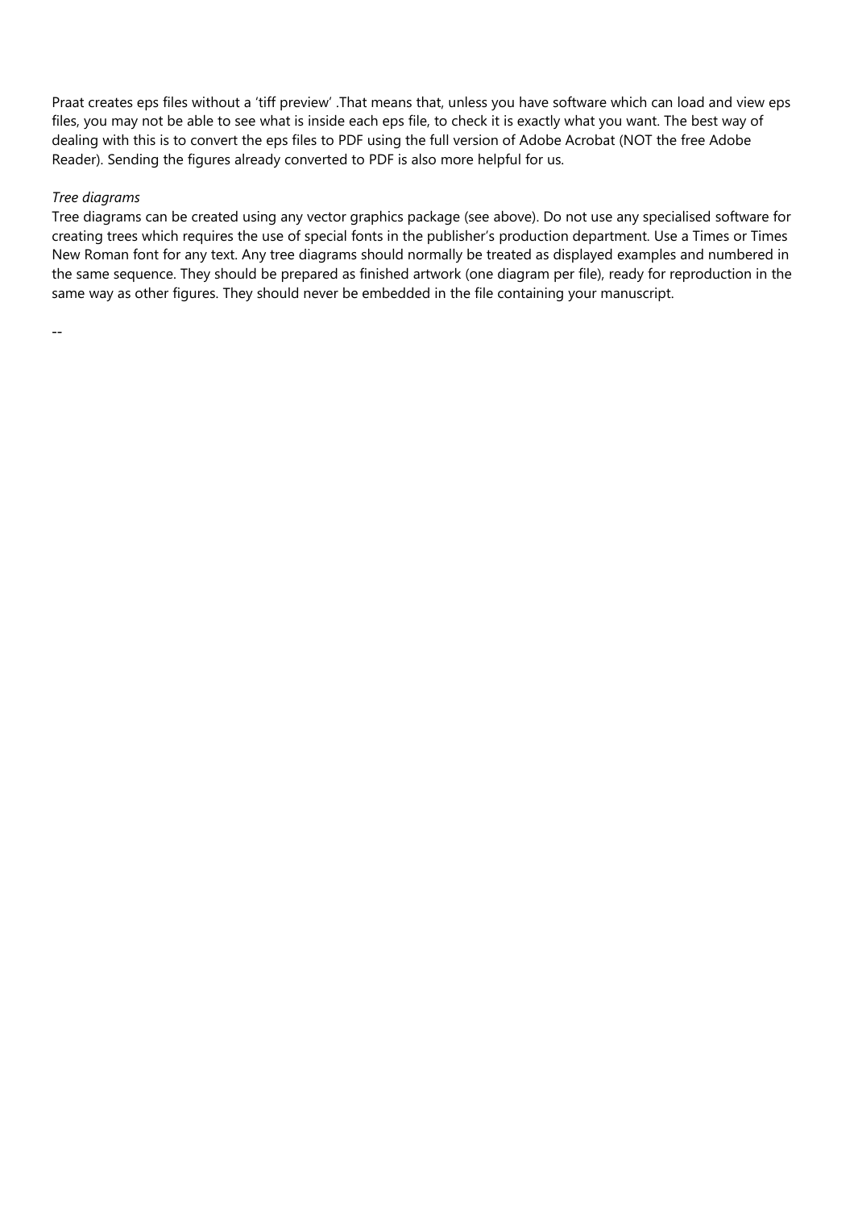Praat creates eps files without a 'tiff preview' .That means that, unless you have software which can load and view eps files, you may not be able to see what is inside each eps file, to check it is exactly what you want. The best way of dealing with this is to convert the eps files to PDF using the full version of Adobe Acrobat (NOT the free Adobe Reader). Sending the figures already converted to PDF is also more helpful for us.

*Tree diagrams*

Tree diagrams can be created using any vector graphics package (see above). Do not use any specialised software for creating trees which requires the use of special fonts in the publisher's production department. Use a Times or Times New Roman font for any text. Any tree diagrams should normally be treated as displayed examples and numbered in the same sequence. They should be prepared as finished artwork (one diagram per file), ready for reproduction in the same way as other figures. They should never be embedded in the file containing your manuscript.

--